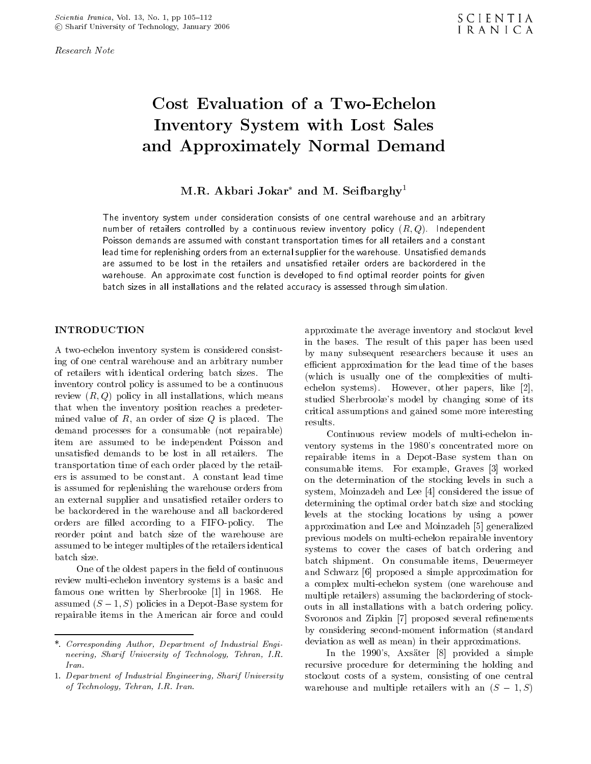*Research Note*

# Cost Evaluation of a Two-Echelon Inventory System with Lost Sales and Approximately Normal Demand

**M.R. Akbari Jokar\* and M. Seifbarghy[1]**

The inventory system under consideration consists of one central warehouse and an arbitrary number of retailers controlled by a continuous review inventory policy $(R, Q)$. Independent Poisson demands are assumed with constant transportation times for all retailers and a constant lead time for replenishing orders from an external supplier for the warehouse. Unsatisfied demands are assumed to be lost in the retailers and unsatisfied retailer orders are backordered in the warehouse. An approximate cost function is developed to find optimal reorder points for given batch sizes in all installations and the related accuracy is assessed through simulation.

## INTRODUCTION

A two-echelon inventory system is considered consisting of one central warehouse and an arbitrary number of retailers with identical ordering batch sizes. The inventory control policy is assumed to be a continuous review $(R, Q)$ policy in all installations, which means that when the inventory position reaches a predetermined value of $R$, an order of size $Q$ is placed. The demand processes for a consumable (not repairable) item are assumed to be independent Poisson and unsatisfied demands to be lost in all retailers. The transportation time of each order placed by the retailers is assumed to be constant. A constant lead time is assumed for replenishing the warehouse orders from an external supplier and unsatisfied retailer orders to be backordered in the warehouse and all backordered orders are filled according to a FIFO-policy. The reorder point and batch size of the warehouse are assumed to be integer multiples of the retailers identical batch size.

One of the oldest papers in the field of continuous review multi-echelon inventory systems is a basic and famous one written by Sherbrooke [1] in 1968. He assumed $(S-1, S)$ policies in a Depot-Base system for repairable items in the American air force and could approximate the average inventory and stockout level in the bases. The result of this paper has been used by many subsequent researchers because it uses an efficient approximation for the lead time of the bases (which is usually one of the complexities of multi-echelon systems). However, other papers, like [2], studied Sherbrooke's model by changing some of its critical assumptions and gained some more interesting results.

Continuous review models of multi-echelon inventory systems in the 1980's concentrated more on repairable items in a Depot-Base system than on consumable items. For example, Graves [3] worked on the determination of the stocking levels in such a system, Moinzadeh and Lee [4] considered the issue of determining the optimal order batch size and stocking levels at the stocking locations by using a power approximation and Lee and Moinzadeh [5] generalized previous models on multi-echelon repairable inventory systems to cover the cases of batch ordering and batch shipment. On consumable items, Deuermeyer and Schwarz [6] proposed a simple approximation for a complex multi-echelon system (one warehouse and multiple retailers) assuming the backordering of stockouts in all installations with a batch ordering policy. Svoronos and Zipkin [7] proposed several refinements by considering second-moment information (standard deviation as well as mean) in their approximations.

In the 1990's, Axsäter [8] provided a simple recursive procedure for determining the holding and stockout costs of a system, consisting of one central warehouse and multiple retailers with an $(S-1, S)$

\*. *Corresponding Author, Department of Industrial Engineering, Sharif University of Technology, Tehran, I.R. Iran.*

1. *Department of Industrial Engineering, Sharif University of Technology, Tehran, I.R. Iran.*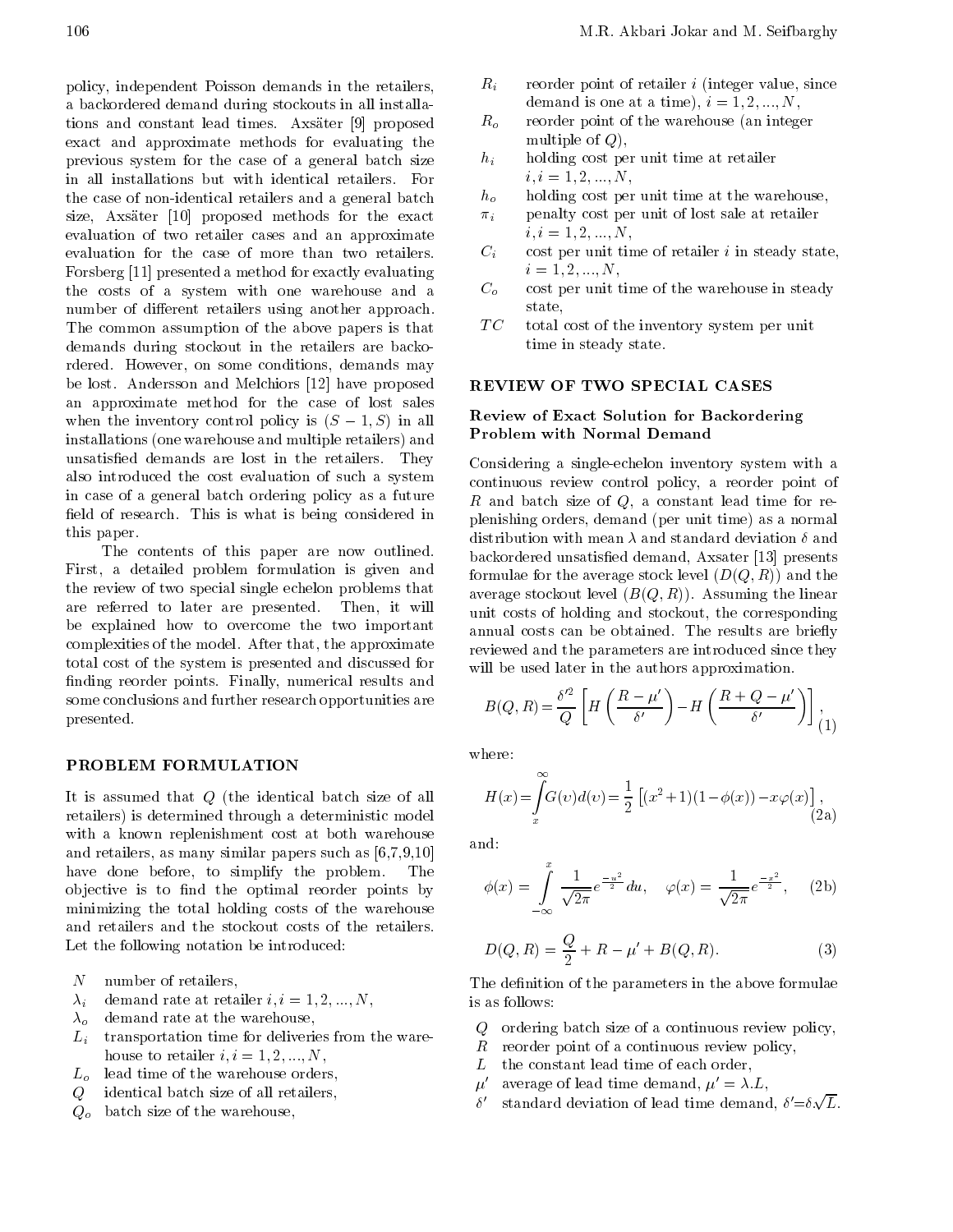policy, independent Poisson demands in the retailers, a backordered demand during stockouts in all installations and constant lead times. Axsäter [9] proposed exact and approximate methods for evaluating the previous system for the case of a general batch size in all installations but with identical retailers. For the case of non-identical retailers and a general batch size, Axsäter [10] proposed methods for the exact evaluation of two retailer cases and an approximate evaluation for the case of more than two retailers. Forsberg [11] presented a method for exactly evaluating the costs of a system with one warehouse and a number of different retailers using another approach. The common assumption of the above papers is that demands during stockout in the retailers are backordered. However, on some conditions, demands may be lost. Andersson and Melchiors [12] have proposed an approximate method for the case of lost sales when the inventory control policy is $(S-1, S)$ in all installations (one warehouse and multiple retailers) and unsatisfied demands are lost in the retailers. They also introduced the cost evaluation of such a system in case of a general batch ordering policy as a future field of research. This is what is being considered in this paper.

The contents of this paper are now outlined. First, a detailed problem formulation is given and the review of two special single echelon problems that are referred to later are presented. Then, it will be explained how to overcome the two important complexities of the model. After that, the approximate total cost of the system is presented and discussed for finding reorder points. Finally, numerical results and some conclusions and further research opportunities are presented.

## PROBLEM FORMULATION

It is assumed that $Q$ (the identical batch size of all retailers) is determined through a deterministic model with a known replenishment cost at both warehouse and retailers, as many similar papers such as [6,7,9,10] have done before, to simplify the problem. The objective is to find the optimal reorder points by minimizing the total holding costs of the warehouse and retailers and the stockout costs of the retailers. Let the following notation be introduced:

- $N$ number of retailers,
- $\lambda_i$ demand rate at retailer $i, i = 1, 2, ..., N$,
- $\lambda_o$ demand rate at the warehouse,
- $L_i$ transportation time for deliveries from the warehouse to retailer $i, i = 1, 2, ..., N$,
- $L_o$ lead time of the warehouse orders,
- $Q$ identical batch size of all retailers,
- $Q_o$ batch size of the warehouse,
- $R_i$ reorder point of retailer $i$ (integer value, since demand is one at a time), $i = 1, 2, ..., N$,
- $R_o$ reorder point of the warehouse (an integer multiple of $Q$),
- $h_i$ holding cost per unit time at retailer $i, i = 1, 2, ..., N$,
- $h_o$ holding cost per unit time at the warehouse,
- $\pi_i$ penalty cost per unit of lost sale at retailer $i, i = 1, 2, ..., N$,
- $C_i$ cost per unit time of retailer $i$ in steady state, $i = 1, 2, ..., N$,
- $C_o$ cost per unit time of the warehouse in steady state,
- $TC$ total cost of the inventory system per unit time in steady state.

## REVIEW OF TWO SPECIAL CASES

### Review of Exact Solution for Backordering Problem with Normal Demand

Considering a single-echelon inventory system with a continuous review control policy, a reorder point of $R$ and batch size of $Q$, a constant lead time for replenishing orders, demand (per unit time) as a normal distribution with mean $\lambda$ and standard deviation $\delta$ and backordered unsatisfied demand, Axsater [13] presents formulae for the average stock level ($D(Q, R)$) and the average stockout level ($B(Q, R)$). Assuming the linear unit costs of holding and stockout, the corresponding annual costs can be obtained. The results are briefly reviewed and the parameters are introduced since they will be used later in the authors approximation.

$$B(Q,R) = \frac{\delta'^2}{Q}\left[H\left(\frac{R-\mu'}{\delta'}\right) - H\left(\frac{R+Q-\mu'}{\delta'}\right)\right], \tag{1}$$

where:

$$H(x) = \int_x^{\infty} G(v)d(v) = \frac{1}{2}\left[(x^2+1)(1-\phi(x)) - x\varphi(x)\right], \tag{2a}$$

and:

$$\phi(x) = \int_{-\infty}^{x} \frac{1}{\sqrt{2\pi}} e^{\frac{-u^2}{2}} du, \quad \varphi(x) = \frac{1}{\sqrt{2\pi}} e^{\frac{-x^2}{2}}, \tag{2b}$$

$$D(Q,R) = \frac{Q}{2} + R - \mu' + B(Q,R). \tag{3}$$

The definition of the parameters in the above formulae is as follows:

- $Q$ ordering batch size of a continuous review policy,
- $R$ reorder point of a continuous review policy,
- $L$ the constant lead time of each order,
- $\mu'$ average of lead time demand, $\mu' = \lambda.L$,
- $\delta'$ standard deviation of lead time demand, $\delta' = \delta\sqrt{L}$.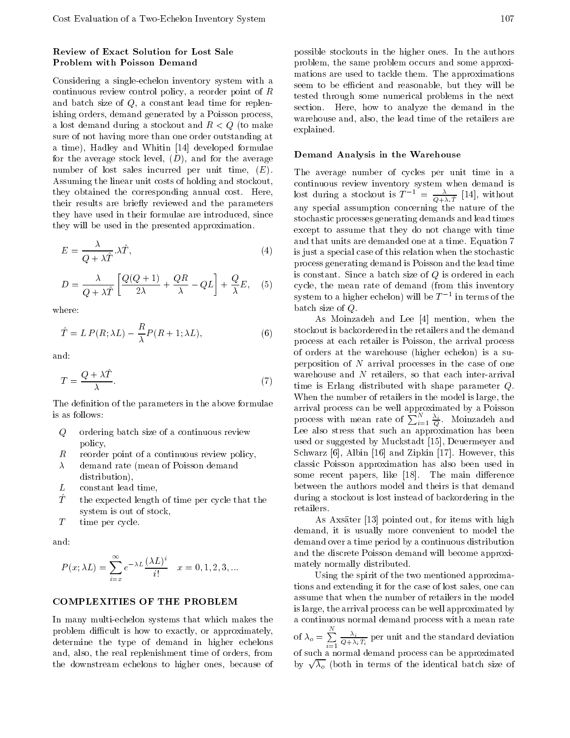### Review of Exact Solution for Lost Sale Problem with Poisson Demand

Considering a single-echelon inventory system with a continuous review control policy, a reorder point of $R$ and batch size of $Q$, a constant lead time for replenishing orders, demand generated by a Poisson process, a lost demand during a stockout and $R < Q$ (to make sure of not having more than one order outstanding at a time), Hadley and Whitin [14] developed formulae for the average stock level, $(D)$, and for the average number of lost sales incurred per unit time, $(E)$. Assuming the linear unit costs of holding and stockout, they obtained the corresponding annual cost. Here, their results are briefly reviewed and the parameters they have used in their formulae are introduced, since they will be used in the presented approximation.

$$E = \frac{\lambda}{Q + \lambda\hat{T}} . \lambda\hat{T}, \tag{4}$$

$$D = \frac{\lambda}{Q + \lambda\hat{T}} \left[ \frac{Q(Q+1)}{2\lambda} + \frac{QR}{\lambda} - QL \right] + \frac{Q}{\lambda} E, \tag{5}$$

where:

$$\hat{T} = L\, P(R; \lambda L) - \frac{R}{\lambda} P(R+1; \lambda L), \tag{6}$$

and:

$$T = \frac{Q + \lambda\hat{T}}{\lambda}. \tag{7}$$

The definition of the parameters in the above formulae is as follows:

- $Q$ ordering batch size of a continuous review policy,
- $R$ reorder point of a continuous review policy,
- $\lambda$ demand rate (mean of Poisson demand distribution),
- $L$ constant lead time,
- $\hat{T}$ the expected length of time per cycle that the system is out of stock,
- $T$ time per cycle.

and:

$$P(x; \lambda L) = \sum_{i=x}^{\infty} e^{-\lambda L} \frac{(\lambda L)^i}{i!} \quad x = 0, 1, 2, 3, \ldots$$

## COMPLEXITIES OF THE PROBLEM

In many multi-echelon systems that which makes the problem difficult is how to exactly, or approximately, determine the type of demand in higher echelons and, also, the real replenishment time of orders, from the downstream echelons to higher ones, because of possible stockouts in the higher ones. In the authors problem, the same problem occurs and some approximations are used to tackle them. The approximations seem to be efficient and reasonable, but they will be tested through some numerical problems in the next section. Here, how to analyze the demand in the warehouse and, also, the lead time of the retailers are explained.

### Demand Analysis in the Warehouse

The average number of cycles per unit time in a continuous review inventory system when demand is lost during a stockout is $T^{-1} = \frac{\lambda}{Q + \lambda . T}$ [14], without any special assumption concerning the nature of the stochastic processes generating demands and lead times except to assume that they do not change with time and that units are demanded one at a time. Equation 7 is just a special case of this relation when the stochastic process generating demand is Poisson and the lead time is constant. Since a batch size of $Q$ is ordered in each cycle, the mean rate of demand (from this inventory system to a higher echelon) will be $T^{-1}$ in terms of the batch size of $Q$.

As Moinzadeh and Lee [4] mention, when the stockout is backordered in the retailers and the demand process at each retailer is Poisson, the arrival process of orders at the warehouse (higher echelon) is a superposition of $N$ arrival processes in the case of one warehouse and $N$ retailers, so that each inter-arrival time is Erlang distributed with shape parameter $Q$. When the number of retailers in the model is large, the arrival process can be well approximated by a Poisson process with mean rate of $\sum_{i=1}^{N} \frac{\lambda_i}{Q}$. Moinzadeh and Lee also stress that such an approximation has been used or suggested by Muckstadt [15], Deuermeyer and Schwarz [6], Albin [16] and Zipkin [17]. However, this classic Poisson approximation has also been used in some recent papers, like [18]. The main difference between the authors model and theirs is that demand during a stockout is lost instead of backordering in the retailers.

As Axsäter [13] pointed out, for items with high demand, it is usually more convenient to model the demand over a time period by a continuous distribution and the discrete Poisson demand will become approximately normally distributed.

Using the spirit of the two mentioned approximations and extending it for the case of lost sales, one can assume that when the number of retailers in the model is large, the arrival process can be well approximated by a continuous normal demand process with a mean rate of $\lambda_o = \sum_{i=1}^{N} \frac{\lambda_i}{Q + \lambda_i T_i}$ per unit and the standard deviation of such a normal demand process can be approximated by $\sqrt{\lambda_o}$ (both in terms of the identical batch size of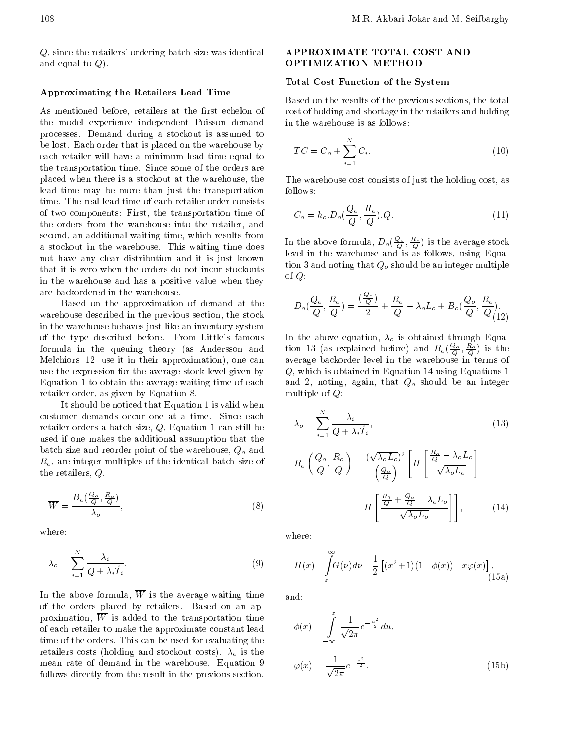$Q$, since the retailers' ordering batch size was identical and equal to $Q$).

### Approximating the Retailers Lead Time

As mentioned before, retailers at the first echelon of the model experience independent Poisson demand processes. Demand during a stockout is assumed to be lost. Each order that is placed on the warehouse by each retailer will have a minimum lead time equal to the transportation time. Since some of the orders are placed when there is a stockout at the warehouse, the lead time may be more than just the transportation time. The real lead time of each retailer order consists of two components: First, the transportation time of the orders from the warehouse into the retailer, and second, an additional waiting time, which results from a stockout in the warehouse. This waiting time does not have any clear distribution and it is just known that it is zero when the orders do not incur stockouts in the warehouse and has a positive value when they are backordered in the warehouse.

Based on the approximation of demand at the warehouse described in the previous section, the stock in the warehouse behaves just like an inventory system of the type described before. From Little's famous formula in the queuing theory (as Andersson and Melchiors [12] use it in their approximation), one can use the expression for the average stock level given by Equation 1 to obtain the average waiting time of each retailer order, as given by Equation 8.

It should be noticed that Equation 1 is valid when customer demands occur one at a time. Since each retailer orders a batch size, $Q$, Equation 1 can still be used if one makes the additional assumption that the batch size and reorder point of the warehouse, $Q_o$ and $R_o$, are integer multiples of the identical batch size of the retailers, $Q$.

$$\overline{W} = \frac{B_o(\frac{Q_o}{Q}, \frac{R_o}{Q})}{\lambda_o}, \tag{8}$$

where:

$$\lambda_o = \sum_{i=1}^{N} \frac{\lambda_i}{Q + \lambda_i \hat{T}_i}. \tag{9}$$

In the above formula, $\overline{W}$ is the average waiting time of the orders placed by retailers. Based on an approximation, $\overline{W}$ is added to the transportation time of each retailer to make the approximate constant lead time of the orders. This can be used for evaluating the retailers costs (holding and stockout costs). $\lambda_o$ is the mean rate of demand in the warehouse. Equation 9 follows directly from the result in the previous section.

## APPROXIMATE TOTAL COST AND OPTIMIZATION METHOD

### Total Cost Function of the System

Based on the results of the previous sections, the total cost of holding and shortage in the retailers and holding in the warehouse is as follows:

$$TC = C_o + \sum_{i=1}^{N} C_i. \tag{10}$$

The warehouse cost consists of just the holding cost, as follows:

$$C_o = h_o . D_o(\frac{Q_o}{Q}, \frac{R_o}{Q}) . Q. \tag{11}$$

In the above formula, $D_o(\frac{Q_o}{Q}, \frac{R_o}{Q})$ is the average stock level in the warehouse and is as follows, using Equation 3 and noting that $Q_o$ should be an integer multiple of $Q$:

$$D_o(\frac{Q_o}{Q}, \frac{R_o}{Q}) = \frac{(\frac{Q_o}{Q})}{2} + \frac{R_o}{Q} - \lambda_o L_o + B_o(\frac{Q_o}{Q}, \frac{R_o}{Q}). \tag{12}$$

In the above equation, $\lambda_o$ is obtained through Equation 13 (as explained before) and $B_o(\frac{Q_o}{Q}, \frac{R_o}{Q})$ is the average backorder level in the warehouse in terms of $Q$, which is obtained in Equation 14 using Equations 1 and 2, noting, again, that $Q_o$ should be an integer multiple of $Q$:

$$\lambda_o = \sum_{i=1}^{N} \frac{\lambda_i}{Q + \lambda_i \hat{T}_i}, \tag{13}$$

$$B_o\left(\frac{Q_o}{Q}, \frac{R_o}{Q}\right) = \frac{(\sqrt{\lambda_o L_o})^2}{\left(\frac{Q_o}{Q}\right)} \left[ H\left[\frac{\frac{R_o}{Q} - \lambda_o L_o}{\sqrt{\lambda_o L_o}}\right] - H\left[\frac{\frac{R_0}{Q} + \frac{Q_o}{Q} - \lambda_o L_o}{\sqrt{\lambda_o L_o}}\right]\right], \tag{14}$$

where:

$$H(x) = \int_x^{\infty} G(\nu) d\nu = \frac{1}{2}\left[(x^2+1)(1-\phi(x)) - x\varphi(x)\right], \tag{15a}$$

and:

$$\phi(x) = \int_{-\infty}^{x} \frac{1}{\sqrt{2\pi}} e^{-\frac{u^2}{2}} du,$$

$$\varphi(x) = \frac{1}{\sqrt{2\pi}} e^{-\frac{x^2}{2}}. \tag{15b}$$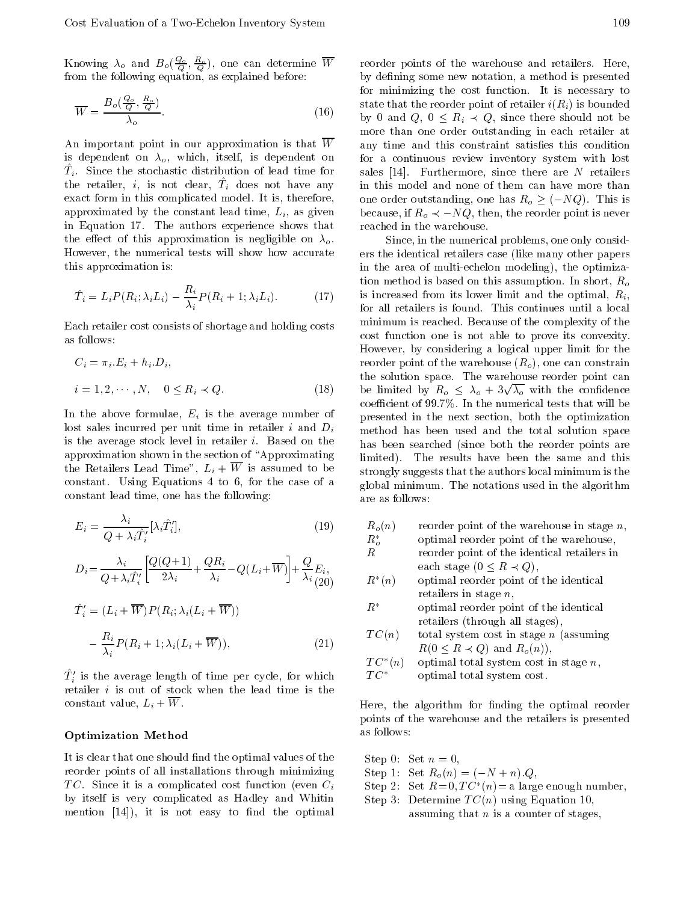Knowing $\lambda_o$ and $B_o(\frac{Q_o}{Q}, \frac{R_o}{Q})$, one can determine $\overline{W}$ from the following equation, as explained before:

$$\overline{W} = \frac{B_o(\frac{Q_o}{Q}, \frac{R_o}{Q})}{\lambda_o}. \tag{16}$$

An important point in our approximation is that $\overline{W}$ is dependent on $\lambda_o$, which, itself, is dependent on $\hat{T}_i$. Since the stochastic distribution of lead time for the retailer, $i$, is not clear, $\hat{T}_i$ does not have any exact form in this complicated model. It is, therefore, approximated by the constant lead time, $L_i$, as given in Equation 17. The authors experience shows that the effect of this approximation is negligible on $\lambda_o$. However, the numerical tests will show how accurate this approximation is:

$$\hat{T}_i = L_i P(R_i; \lambda_i L_i) - \frac{R_i}{\lambda_i} P(R_i + 1; \lambda_i L_i). \tag{17}$$

Each retailer cost consists of shortage and holding costs as follows:

$$C_i = \pi_i . E_i + h_i . D_i,$$

$$i = 1, 2, \cdots, N, \quad 0 \leq R_i \prec Q. \tag{18}$$

In the above formulae, $E_i$ is the average number of lost sales incurred per unit time in retailer $i$ and $D_i$ is the average stock level in retailer $i$. Based on the approximation shown in the section of "Approximating the Retailers Lead Time", $L_i + \overline{W}$ is assumed to be constant. Using Equations 4 to 6, for the case of a constant lead time, one has the following:

$$E_i = \frac{\lambda_i}{Q + \lambda_i \hat{T}'_i}[\lambda_i \hat{T}'_i], \tag{19}$$

$$D_i = \frac{\lambda_i}{Q + \lambda_i \hat{T}'_i}\left[\frac{Q(Q+1)}{2\lambda_i} + \frac{QR_i}{\lambda_i} - Q(L_i + \overline{W})\right] + \frac{Q}{\lambda_i} E_i, \tag{20}$$

$$\hat{T}'_i = (L_i + \overline{W}) P(R_i; \lambda_i(L_i + \overline{W}))$$

$$- \frac{R_i}{\lambda_i} P(R_i + 1; \lambda_i(L_i + \overline{W})), \tag{21}$$

$\hat{T}'_i$ is the average length of time per cycle, for which retailer $i$ is out of stock when the lead time is the constant value, $L_i + \overline{W}$.

### Optimization Method

It is clear that one should find the optimal values of the reorder points of all installations through minimizing $TC$. Since it is a complicated cost function (even $C_i$ by itself is very complicated as Hadley and Whitin mention [14]), it is not easy to find the optimal reorder points of the warehouse and retailers. Here, by defining some new notation, a method is presented for minimizing the cost function. It is necessary to state that the reorder point of retailer $i(R_i)$ is bounded by 0 and $Q$, $0 \leq R_i \prec Q$, since there should not be more than one order outstanding in each retailer at any time and this constraint satisfies this condition for a continuous review inventory system with lost sales [14]. Furthermore, since there are $N$ retailers in this model and none of them can have more than one order outstanding, one has $R_o \geq (-NQ)$. This is because, if $R_o \prec -NQ$, then, the reorder point is never reached in the warehouse.

Since, in the numerical problems, one only considers the identical retailers case (like many other papers in the area of multi-echelon modeling), the optimization method is based on this assumption. In short, $R_o$ is increased from its lower limit and the optimal, $R_i$, for all retailers is found. This continues until a local minimum is reached. Because of the complexity of the cost function one is not able to prove its convexity. However, by considering a logical upper limit for the reorder point of the warehouse ($R_o$), one can constrain the solution space. The warehouse reorder point can be limited by $R_o \leq \lambda_o + 3\sqrt{\lambda_o}$ with the confidence coefficient of 99.7%. In the numerical tests that will be presented in the next section, both the optimization method has been used and the total solution space has been searched (since both the reorder points are limited). The results have been the same and this strongly suggests that the authors local minimum is the global minimum. The notations used in the algorithm are as follows:

- $R_o(n)$ reorder point of the warehouse in stage $n$,
- $R_o^*$ optimal reorder point of the warehouse,
- $R$ reorder point of the identical retailers in each stage ($0 \leq R \prec Q$),
- $R^*(n)$ optimal reorder point of the identical retailers in stage $n$,
- $R^*$ optimal reorder point of the identical retailers (through all stages),
- $TC(n)$ total system cost in stage $n$ (assuming $R(0 \leq R \prec Q)$ and $R_o(n)$),
- $TC^*(n)$ optimal total system cost in stage $n$,
- $TC^*$ optimal total system cost.

Here, the algorithm for finding the optimal reorder points of the warehouse and the retailers is presented as follows:

Step 0: Set $n = 0$,
Step 1: Set $R_o(n) = (-N + n).Q$,
Step 2: Set $R = 0, TC^*(n) =$ a large enough number,
Step 3: Determine $TC(n)$ using Equation 10, assuming that $n$ is a counter of stages,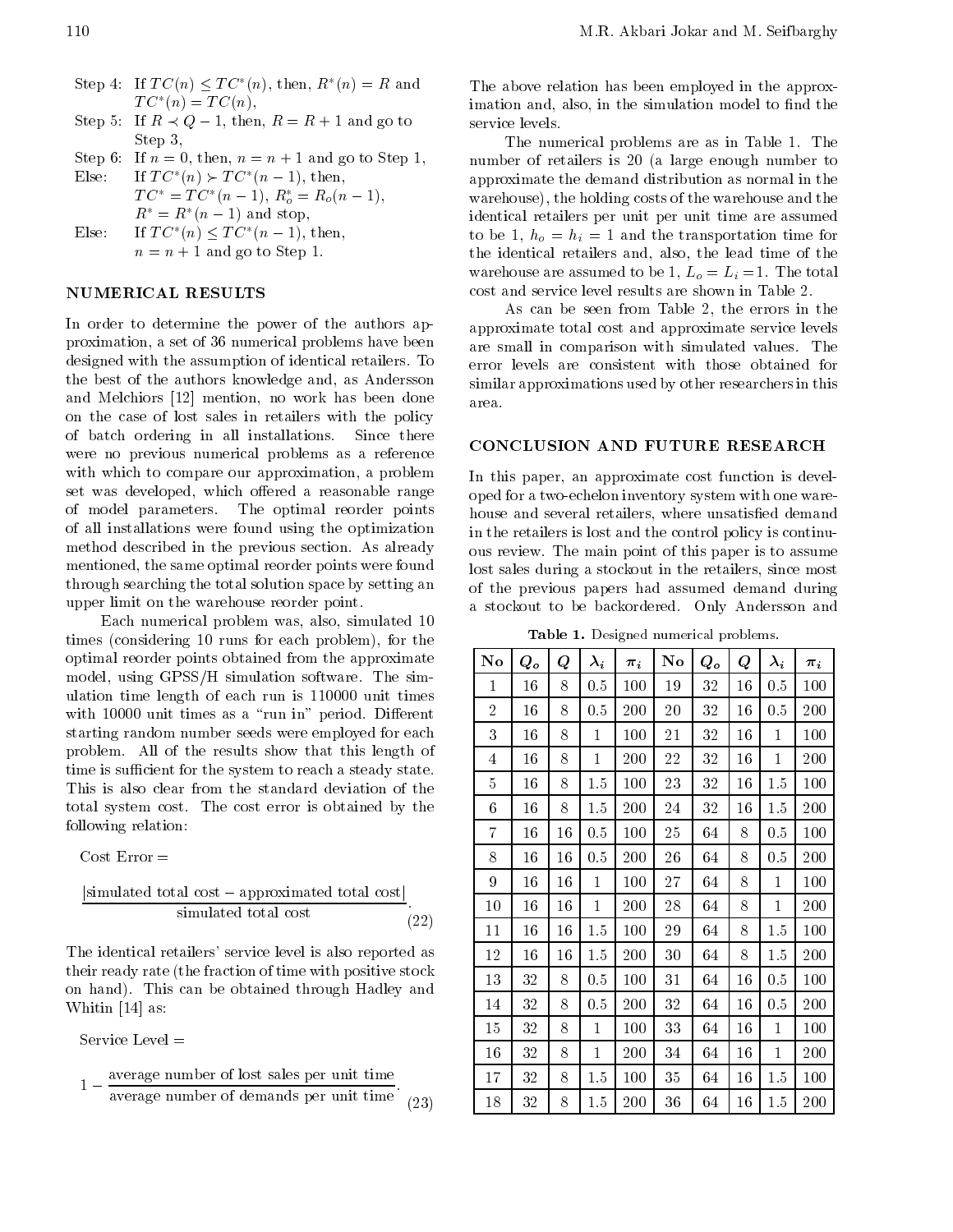Step 4: If $TC(n) \leq TC^*(n)$, then, $R^*(n) = R$ and $TC^*(n) = TC(n)$,

Step 5: If $R \prec Q - 1$, then, $R = R + 1$ and go to Step 3,

Step 6: If $n = 0$, then, $n = n + 1$ and go to Step 1,

Else: If $TC^*(n) \succ TC^*(n-1)$, then, $TC^* = TC^*(n-1)$, $R_o^* = R_o(n-1)$, $R^* = R^*(n-1)$ and stop,

Else: If $TC^*(n) \leq TC^*(n-1)$, then, $n = n + 1$ and go to Step 1.

## NUMERICAL RESULTS

In order to determine the power of the authors approximation, a set of 36 numerical problems have been designed with the assumption of identical retailers. To the best of the authors knowledge and, as Andersson and Melchiors [12] mention, no work has been done on the case of lost sales in retailers with the policy of batch ordering in all installations. Since there were no previous numerical problems as a reference with which to compare our approximation, a problem set was developed, which offered a reasonable range of model parameters. The optimal reorder points of all installations were found using the optimization method described in the previous section. As already mentioned, the same optimal reorder points were found through searching the total solution space by setting an upper limit on the warehouse reorder point.

Each numerical problem was, also, simulated 10 times (considering 10 runs for each problem), for the optimal reorder points obtained from the approximate model, using GPSS/H simulation software. The simulation time length of each run is 110000 unit times with 10000 unit times as a "run in" period. Different starting random number seeds were employed for each problem. All of the results show that this length of time is sufficient for the system to reach a steady state. This is also clear from the standard deviation of the total system cost. The cost error is obtained by the following relation:

$$\text{Cost Error} = \frac{|\text{simulated total cost} - \text{approximated total cost}|}{\text{simulated total cost}}. \quad (22)$$

The identical retailers' service level is also reported as their ready rate (the fraction of time with positive stock on hand). This can be obtained through Hadley and Whitin [14] as:

$$\text{Service Level} = 1 - \frac{\text{average number of lost sales per unit time}}{\text{average number of demands per unit time}}. \quad (23)$$

The above relation has been employed in the approximation and, also, in the simulation model to find the service levels.

The numerical problems are as in Table 1. The number of retailers is 20 (a large enough number to approximate the demand distribution as normal in the warehouse), the holding costs of the warehouse and the identical retailers per unit per unit time are assumed to be 1, $h_o = h_i = 1$ and the transportation time for the identical retailers and, also, the lead time of the warehouse are assumed to be 1, $L_o = L_i = 1$. The total cost and service level results are shown in Table 2.

As can be seen from Table 2, the errors in the approximate total cost and approximate service levels are small in comparison with simulated values. The error levels are consistent with those obtained for similar approximations used by other researchers in this area.

## CONCLUSION AND FUTURE RESEARCH

In this paper, an approximate cost function is developed for a two-echelon inventory system with one warehouse and several retailers, where unsatisfied demand in the retailers is lost and the control policy is continuous review. The main point of this paper is to assume lost sales during a stockout in the retailers, since most of the previous papers had assumed demand during a stockout to be backordered. Only Andersson and

**Table 1.** Designed numerical problems.

| No | $Q_o$ | $Q$ | $\lambda_i$ | $\pi_i$ | No | $Q_o$ | $Q$ | $\lambda_i$ | $\pi_i$ |
|---|---|---|---|---|---|---|---|---|---|
| 1 | 16 | 8 | 0.5 | 100 | 19 | 32 | 16 | 0.5 | 100 |
| 2 | 16 | 8 | 0.5 | 200 | 20 | 32 | 16 | 0.5 | 200 |
| 3 | 16 | 8 | 1 | 100 | 21 | 32 | 16 | 1 | 100 |
| 4 | 16 | 8 | 1 | 200 | 22 | 32 | 16 | 1 | 200 |
| 5 | 16 | 8 | 1.5 | 100 | 23 | 32 | 16 | 1.5 | 100 |
| 6 | 16 | 8 | 1.5 | 200 | 24 | 32 | 16 | 1.5 | 200 |
| 7 | 16 | 16 | 0.5 | 100 | 25 | 64 | 8 | 0.5 | 100 |
| 8 | 16 | 16 | 0.5 | 200 | 26 | 64 | 8 | 0.5 | 200 |
| 9 | 16 | 16 | 1 | 100 | 27 | 64 | 8 | 1 | 100 |
| 10 | 16 | 16 | 1 | 200 | 28 | 64 | 8 | 1 | 200 |
| 11 | 16 | 16 | 1.5 | 100 | 29 | 64 | 8 | 1.5 | 100 |
| 12 | 16 | 16 | 1.5 | 200 | 30 | 64 | 8 | 1.5 | 200 |
| 13 | 32 | 8 | 0.5 | 100 | 31 | 64 | 16 | 0.5 | 100 |
| 14 | 32 | 8 | 0.5 | 200 | 32 | 64 | 16 | 0.5 | 200 |
| 15 | 32 | 8 | 1 | 100 | 33 | 64 | 16 | 1 | 100 |
| 16 | 32 | 8 | 1 | 200 | 34 | 64 | 16 | 1 | 200 |
| 17 | 32 | 8 | 1.5 | 100 | 35 | 64 | 16 | 1.5 | 100 |
| 18 | 32 | 8 | 1.5 | 200 | 36 | 64 | 16 | 1.5 | 200 |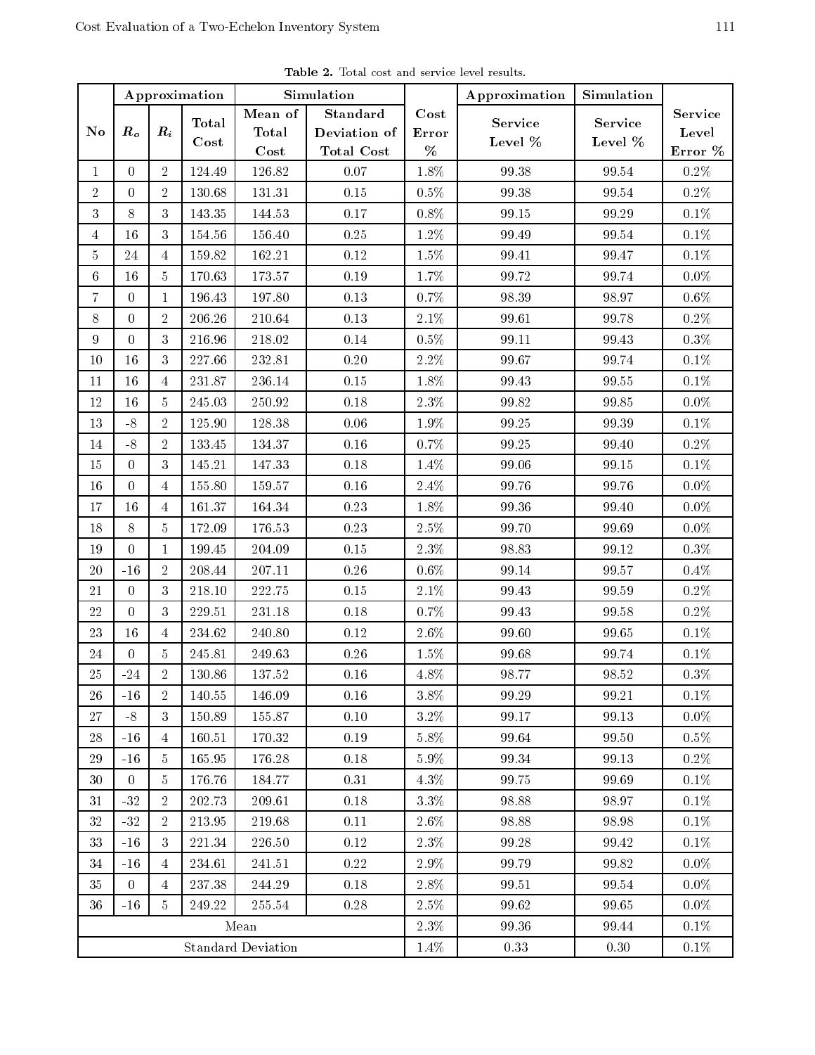**Table 2.** Total cost and service level results.

| No | Approximation | | | Simulation | | Cost Error % | Approximation | Simulation | Service Level Error % |
|---|---|---|---|---|---|---|---|---|---|
| | $R_o$ | $R_i$ | Total Cost | Mean of Total Cost | Standard Deviation of Total Cost | | Service Level % | Service Level % | |
| 1 | 0 | 2 | 124.49 | 126.82 | 0.07 | 1.8% | 99.38 | 99.54 | 0.2% |
| 2 | 0 | 2 | 130.68 | 131.31 | 0.15 | 0.5% | 99.38 | 99.54 | 0.2% |
| 3 | 8 | 3 | 143.35 | 144.53 | 0.17 | 0.8% | 99.15 | 99.29 | 0.1% |
| 4 | 16 | 3 | 154.56 | 156.40 | 0.25 | 1.2% | 99.49 | 99.54 | 0.1% |
| 5 | 24 | 4 | 159.82 | 162.21 | 0.12 | 1.5% | 99.41 | 99.47 | 0.1% |
| 6 | 16 | 5 | 170.63 | 173.57 | 0.19 | 1.7% | 99.72 | 99.74 | 0.0% |
| 7 | 0 | 1 | 196.43 | 197.80 | 0.13 | 0.7% | 98.39 | 98.97 | 0.6% |
| 8 | 0 | 2 | 206.26 | 210.64 | 0.13 | 2.1% | 99.61 | 99.78 | 0.2% |
| 9 | 0 | 3 | 216.96 | 218.02 | 0.14 | 0.5% | 99.11 | 99.43 | 0.3% |
| 10 | 16 | 3 | 227.66 | 232.81 | 0.20 | 2.2% | 99.67 | 99.74 | 0.1% |
| 11 | 16 | 4 | 231.87 | 236.14 | 0.15 | 1.8% | 99.43 | 99.55 | 0.1% |
| 12 | 16 | 5 | 245.03 | 250.92 | 0.18 | 2.3% | 99.82 | 99.85 | 0.0% |
| 13 | -8 | 2 | 125.90 | 128.38 | 0.06 | 1.9% | 99.25 | 99.39 | 0.1% |
| 14 | -8 | 2 | 133.45 | 134.37 | 0.16 | 0.7% | 99.25 | 99.40 | 0.2% |
| 15 | 0 | 3 | 145.21 | 147.33 | 0.18 | 1.4% | 99.06 | 99.15 | 0.1% |
| 16 | 0 | 4 | 155.80 | 159.57 | 0.16 | 2.4% | 99.76 | 99.76 | 0.0% |
| 17 | 16 | 4 | 161.37 | 164.34 | 0.23 | 1.8% | 99.36 | 99.40 | 0.0% |
| 18 | 8 | 5 | 172.09 | 176.53 | 0.23 | 2.5% | 99.70 | 99.69 | 0.0% |
| 19 | 0 | 1 | 199.45 | 204.09 | 0.15 | 2.3% | 98.83 | 99.12 | 0.3% |
| 20 | -16 | 2 | 208.44 | 207.11 | 0.26 | 0.6% | 99.14 | 99.57 | 0.4% |
| 21 | 0 | 3 | 218.10 | 222.75 | 0.15 | 2.1% | 99.43 | 99.59 | 0.2% |
| 22 | 0 | 3 | 229.51 | 231.18 | 0.18 | 0.7% | 99.43 | 99.58 | 0.2% |
| 23 | 16 | 4 | 234.62 | 240.80 | 0.12 | 2.6% | 99.60 | 99.65 | 0.1% |
| 24 | 0 | 5 | 245.81 | 249.63 | 0.26 | 1.5% | 99.68 | 99.74 | 0.1% |
| 25 | -24 | 2 | 130.86 | 137.52 | 0.16 | 4.8% | 98.77 | 98.52 | 0.3% |
| 26 | -16 | 2 | 140.55 | 146.09 | 0.16 | 3.8% | 99.29 | 99.21 | 0.1% |
| 27 | -8 | 3 | 150.89 | 155.87 | 0.10 | 3.2% | 99.17 | 99.13 | 0.0% |
| 28 | -16 | 4 | 160.51 | 170.32 | 0.19 | 5.8% | 99.64 | 99.50 | 0.5% |
| 29 | -16 | 5 | 165.95 | 176.28 | 0.18 | 5.9% | 99.34 | 99.13 | 0.2% |
| 30 | 0 | 5 | 176.76 | 184.77 | 0.31 | 4.3% | 99.75 | 99.69 | 0.1% |
| 31 | -32 | 2 | 202.73 | 209.61 | 0.18 | 3.3% | 98.88 | 98.97 | 0.1% |
| 32 | -32 | 2 | 213.95 | 219.68 | 0.11 | 2.6% | 98.88 | 98.98 | 0.1% |
| 33 | -16 | 3 | 221.34 | 226.50 | 0.12 | 2.3% | 99.28 | 99.42 | 0.1% |
| 34 | -16 | 4 | 234.61 | 241.51 | 0.22 | 2.9% | 99.79 | 99.82 | 0.0% |
| 35 | 0 | 4 | 237.38 | 244.29 | 0.18 | 2.8% | 99.51 | 99.54 | 0.0% |
| 36 | -16 | 5 | 249.22 | 255.54 | 0.28 | 2.5% | 99.62 | 99.65 | 0.0% |
| Mean | | | | | | 2.3% | 99.36 | 99.44 | 0.1% |
| Standard Deviation | | | | | | 1.4% | 0.33 | 0.30 | 0.1% |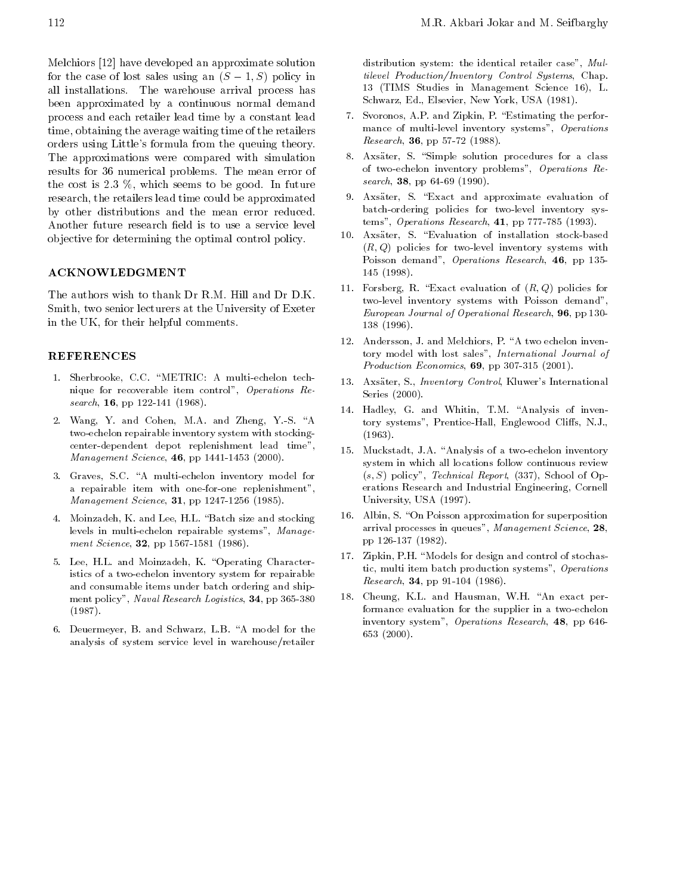Melchiors [12] have developed an approximate solution for the case of lost sales using an $(S-1, S)$ policy in all installations. The warehouse arrival process has been approximated by a continuous normal demand process and each retailer lead time by a constant lead time, obtaining the average waiting time of the retailers orders using Little's formula from the queuing theory. The approximations were compared with simulation results for 36 numerical problems. The mean error of the cost is 2.3 %, which seems to be good. In future research, the retailers lead time could be approximated by other distributions and the mean error reduced. Another future research field is to use a service level objective for determining the optimal control policy.

## ACKNOWLEDGMENT

The authors wish to thank Dr R.M. Hill and Dr D.K. Smith, two senior lecturers at the University of Exeter in the UK, for their helpful comments.

## REFERENCES

1. Sherbrooke, C.C. "METRIC: A multi-echelon technique for recoverable item control", *Operations Research*, **16**, pp 122-141 (1968).
2. Wang, Y. and Cohen, M.A. and Zheng, Y.-S. "A two-echelon repairable inventory system with stocking-center-dependent depot replenishment lead time", *Management Science*, **46**, pp 1441-1453 (2000).
3. Graves, S.C. "A multi-echelon inventory model for a repairable item with one-for-one replenishment", *Management Science*, **31**, pp 1247-1256 (1985).
4. Moinzadeh, K. and Lee, H.L. "Batch size and stocking levels in multi-echelon repairable systems", *Management Science*, **32**, pp 1567-1581 (1986).
5. Lee, H.L. and Moinzadeh, K. "Operating Characteristics of a two-echelon inventory system for repairable and consumable items under batch ordering and shipment policy", *Naval Research Logistics*, **34**, pp 365-380 (1987).
6. Deuermeyer, B. and Schwarz, L.B. "A model for the analysis of system service level in warehouse/retailer distribution system: the identical retailer case", *Multilevel Production/Inventory Control Systems*, Chap. 13 (TIMS Studies in Management Science 16), L. Schwarz, Ed., Elsevier, New York, USA (1981).
7. Svoronos, A.P. and Zipkin, P. "Estimating the performance of multi-level inventory systems", *Operations Research*, **36**, pp 57-72 (1988).
8. Axsäter, S. "Simple solution procedures for a class of two-echelon inventory problems", *Operations Research*, **38**, pp 64-69 (1990).
9. Axsäter, S. "Exact and approximate evaluation of batch-ordering policies for two-level inventory systems", *Operations Research*, **41**, pp 777-785 (1993).
10. Axsäter, S. "Evaluation of installation stock-based $(R, Q)$ policies for two-level inventory systems with Poisson demand", *Operations Research*, **46**, pp 135-145 (1998).
11. Forsberg, R. "Exact evaluation of $(R, Q)$ policies for two-level inventory systems with Poisson demand", *European Journal of Operational Research*, **96**, pp 130-138 (1996).
12. Andersson, J. and Melchiors, P. "A two echelon inventory model with lost sales", *International Journal of Production Economics*, **69**, pp 307-315 (2001).
13. Axsäter, S., *Inventory Control*, Kluwer's International Series (2000).
14. Hadley, G. and Whitin, T.M. "Analysis of inventory systems", Prentice-Hall, Englewood Cliffs, N.J., (1963).
15. Muckstadt, J.A. "Analysis of a two-echelon inventory system in which all locations follow continuous review $(s, S)$ policy", *Technical Report*, (337), School of Operations Research and Industrial Engineering, Cornell University, USA (1997).
16. Albin, S. "On Poisson approximation for superposition arrival processes in queues", *Management Science*, **28**, pp 126-137 (1982).
17. Zipkin, P.H. "Models for design and control of stochastic, multi item batch production systems", *Operations Research*, **34**, pp 91-104 (1986).
18. Cheung, K.L. and Hausman, W.H. "An exact performance evaluation for the supplier in a two-echelon inventory system", *Operations Research*, **48**, pp 646-653 (2000).